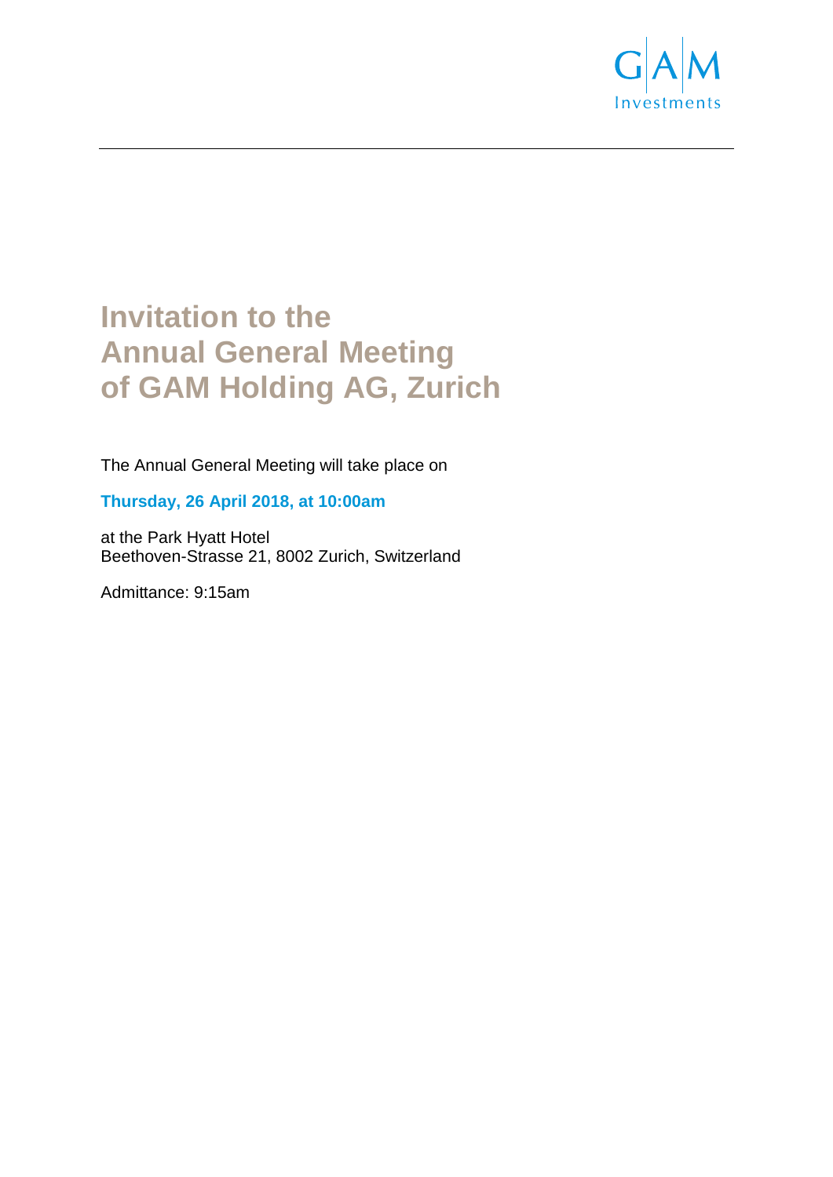# Invitation to the Annual General Meeting of GAM Holding AG, Zurich

The Annual General Meeting will take place on

**Thursday, 26 April 2018, at 10:00am**

at the Park Hyatt Hotel
Beethoven-Strasse 21, 8002 Zurich, Switzerland

Admittance: 9:15am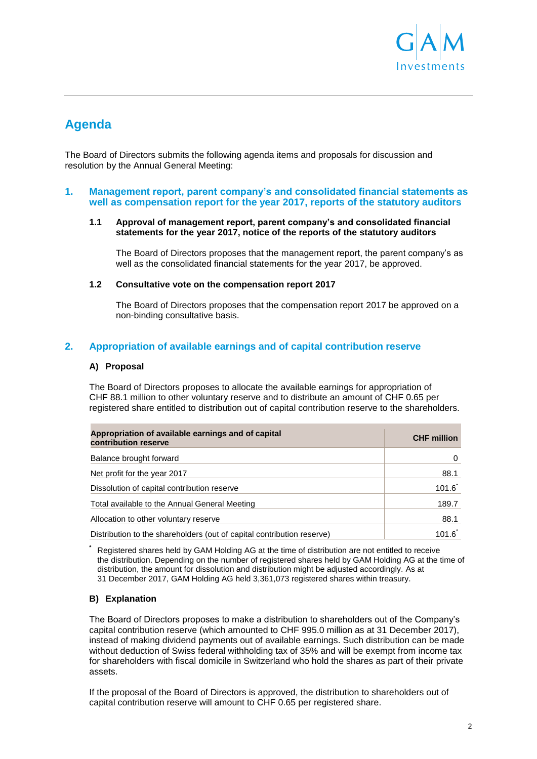## Agenda

The Board of Directors submits the following agenda items and proposals for discussion and resolution by the Annual General Meeting:

### 1. Management report, parent company's and consolidated financial statements as well as compensation report for the year 2017, reports of the statutory auditors

#### 1.1 Approval of management report, parent company's and consolidated financial statements for the year 2017, notice of the reports of the statutory auditors

The Board of Directors proposes that the management report, the parent company's as well as the consolidated financial statements for the year 2017, be approved.

#### 1.2 Consultative vote on the compensation report 2017

The Board of Directors proposes that the compensation report 2017 be approved on a non-binding consultative basis.

### 2. Appropriation of available earnings and of capital contribution reserve

#### A) Proposal

The Board of Directors proposes to allocate the available earnings for appropriation of CHF 88.1 million to other voluntary reserve and to distribute an amount of CHF 0.65 per registered share entitled to distribution out of capital contribution reserve to the shareholders.

| Appropriation of available earnings and of capital contribution reserve | CHF million |
|---|---|
| Balance brought forward | 0 |
| Net profit for the year 2017 | 88.1 |
| Dissolution of capital contribution reserve | 101.6* |
| Total available to the Annual General Meeting | 189.7 |
| Allocation to other voluntary reserve | 88.1 |
| Distribution to the shareholders (out of capital contribution reserve) | 101.6* |

\* Registered shares held by GAM Holding AG at the time of distribution are not entitled to receive the distribution. Depending on the number of registered shares held by GAM Holding AG at the time of distribution, the amount for dissolution and distribution might be adjusted accordingly. As at 31 December 2017, GAM Holding AG held 3,361,073 registered shares within treasury.

#### B) Explanation

The Board of Directors proposes to make a distribution to shareholders out of the Company's capital contribution reserve (which amounted to CHF 995.0 million as at 31 December 2017), instead of making dividend payments out of available earnings. Such distribution can be made without deduction of Swiss federal withholding tax of 35% and will be exempt from income tax for shareholders with fiscal domicile in Switzerland who hold the shares as part of their private assets.

If the proposal of the Board of Directors is approved, the distribution to shareholders out of capital contribution reserve will amount to CHF 0.65 per registered share.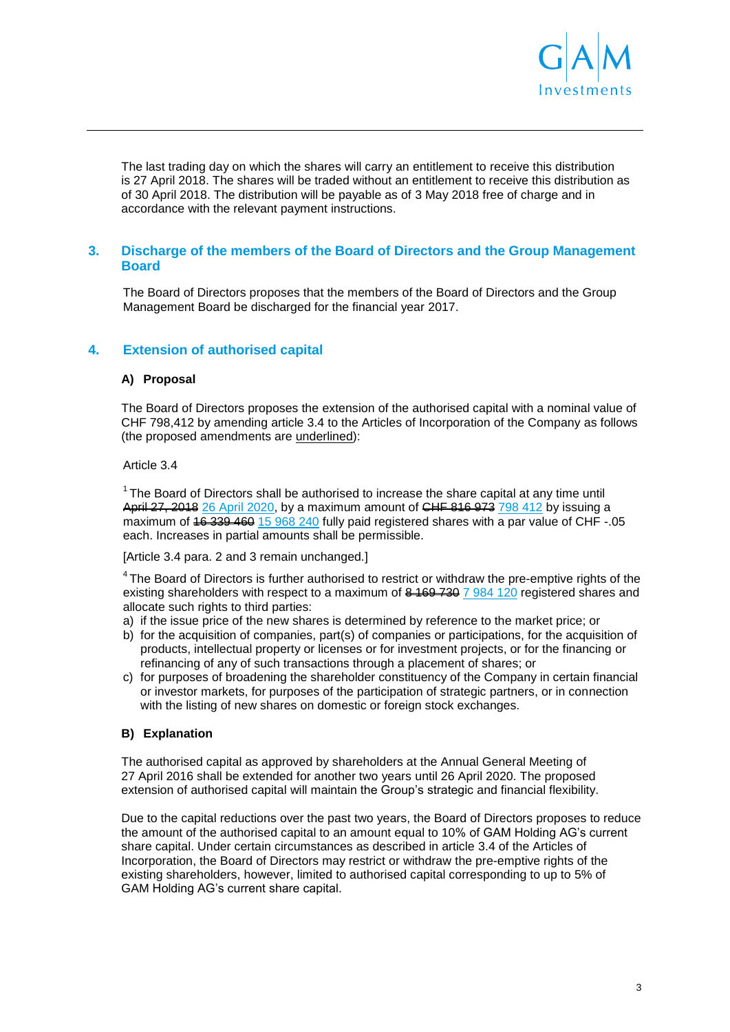The last trading day on which the shares will carry an entitlement to receive this distribution is 27 April 2018. The shares will be traded without an entitlement to receive this distribution as of 30 April 2018. The distribution will be payable as of 3 May 2018 free of charge and in accordance with the relevant payment instructions.

## 3. Discharge of the members of the Board of Directors and the Group Management Board

The Board of Directors proposes that the members of the Board of Directors and the Group Management Board be discharged for the financial year 2017.

## 4. Extension of authorised capital

### A) Proposal

The Board of Directors proposes the extension of the authorised capital with a nominal value of CHF 798,412 by amending article 3.4 to the Articles of Incorporation of the Company as follows (the proposed amendments are underlined):

Article 3.4

[1] The Board of Directors shall be authorised to increase the share capital at any time until ~~April 27, 2018~~ 26 April 2020, by a maximum amount of ~~CHF 816 973~~ 798 412 by issuing a maximum of ~~16 339 460~~ 15 968 240 fully paid registered shares with a par value of CHF -.05 each. Increases in partial amounts shall be permissible.

[Article 3.4 para. 2 and 3 remain unchanged.]

[4] The Board of Directors is further authorised to restrict or withdraw the pre-emptive rights of the existing shareholders with respect to a maximum of ~~8 169 730~~ 7 984 120 registered shares and allocate such rights to third parties:

a) if the issue price of the new shares is determined by reference to the market price; or
b) for the acquisition of companies, part(s) of companies or participations, for the acquisition of products, intellectual property or licenses or for investment projects, or for the financing or refinancing of any of such transactions through a placement of shares; or
c) for purposes of broadening the shareholder constituency of the Company in certain financial or investor markets, for purposes of the participation of strategic partners, or in connection with the listing of new shares on domestic or foreign stock exchanges.

### B) Explanation

The authorised capital as approved by shareholders at the Annual General Meeting of 27 April 2016 shall be extended for another two years until 26 April 2020. The proposed extension of authorised capital will maintain the Group's strategic and financial flexibility.

Due to the capital reductions over the past two years, the Board of Directors proposes to reduce the amount of the authorised capital to an amount equal to 10% of GAM Holding AG's current share capital. Under certain circumstances as described in article 3.4 of the Articles of Incorporation, the Board of Directors may restrict or withdraw the pre-emptive rights of the existing shareholders, however, limited to authorised capital corresponding to up to 5% of GAM Holding AG's current share capital.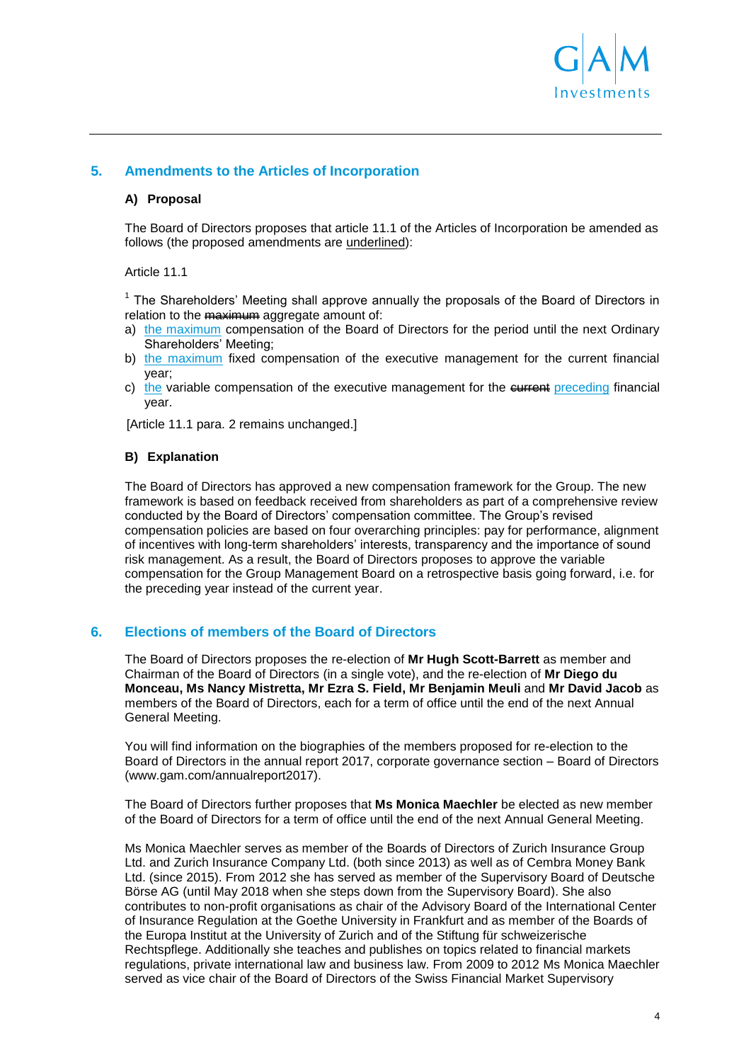## 5. Amendments to the Articles of Incorporation

### A) Proposal

The Board of Directors proposes that article 11.1 of the Articles of Incorporation be amended as follows (the proposed amendments are <u>underlined</u>):

Article 11.1

[1] The Shareholders' Meeting shall approve annually the proposals of the Board of Directors in relation to the ~~maximum~~ aggregate amount of:

a) <u>the maximum</u> compensation of the Board of Directors for the period until the next Ordinary Shareholders' Meeting;
b) <u>the maximum</u> fixed compensation of the executive management for the current financial year;
c) <u>the</u> variable compensation of the executive management for the ~~current~~ <u>preceding</u> financial year.

[Article 11.1 para. 2 remains unchanged.]

### B) Explanation

The Board of Directors has approved a new compensation framework for the Group. The new framework is based on feedback received from shareholders as part of a comprehensive review conducted by the Board of Directors' compensation committee. The Group's revised compensation policies are based on four overarching principles: pay for performance, alignment of incentives with long-term shareholders' interests, transparency and the importance of sound risk management. As a result, the Board of Directors proposes to approve the variable compensation for the Group Management Board on a retrospective basis going forward, i.e. for the preceding year instead of the current year.

## 6. Elections of members of the Board of Directors

The Board of Directors proposes the re-election of **Mr Hugh Scott-Barrett** as member and Chairman of the Board of Directors (in a single vote), and the re-election of **Mr Diego du Monceau, Ms Nancy Mistretta, Mr Ezra S. Field, Mr Benjamin Meuli** and **Mr David Jacob** as members of the Board of Directors, each for a term of office until the end of the next Annual General Meeting.

You will find information on the biographies of the members proposed for re-election to the Board of Directors in the annual report 2017, corporate governance section – Board of Directors (www.gam.com/annualreport2017).

The Board of Directors further proposes that **Ms Monica Maechler** be elected as new member of the Board of Directors for a term of office until the end of the next Annual General Meeting.

Ms Monica Maechler serves as member of the Boards of Directors of Zurich Insurance Group Ltd. and Zurich Insurance Company Ltd. (both since 2013) as well as of Cembra Money Bank Ltd. (since 2015). From 2012 she has served as member of the Supervisory Board of Deutsche Börse AG (until May 2018 when she steps down from the Supervisory Board). She also contributes to non-profit organisations as chair of the Advisory Board of the International Center of Insurance Regulation at the Goethe University in Frankfurt and as member of the Boards of the Europa Institut at the University of Zurich and of the Stiftung für schweizerische Rechtspflege. Additionally she teaches and publishes on topics related to financial markets regulations, private international law and business law. From 2009 to 2012 Ms Monica Maechler served as vice chair of the Board of Directors of the Swiss Financial Market Supervisory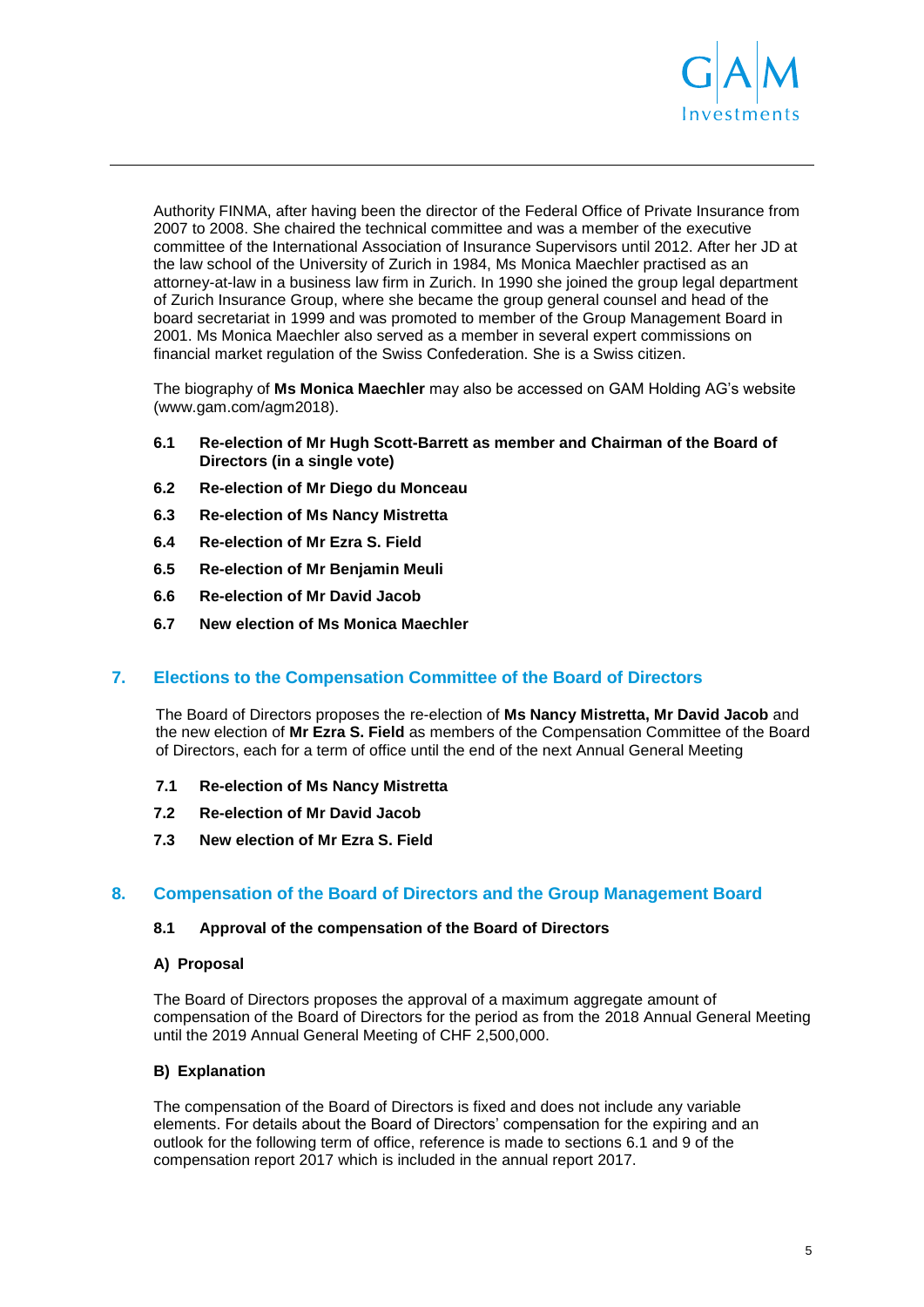Authority FINMA, after having been the director of the Federal Office of Private Insurance from 2007 to 2008. She chaired the technical committee and was a member of the executive committee of the International Association of Insurance Supervisors until 2012. After her JD at the law school of the University of Zurich in 1984, Ms Monica Maechler practised as an attorney-at-law in a business law firm in Zurich. In 1990 she joined the group legal department of Zurich Insurance Group, where she became the group general counsel and head of the board secretariat in 1999 and was promoted to member of the Group Management Board in 2001. Ms Monica Maechler also served as a member in several expert commissions on financial market regulation of the Swiss Confederation. She is a Swiss citizen.

The biography of **Ms Monica Maechler** may also be accessed on GAM Holding AG's website (www.gam.com/agm2018).

**6.1 Re-election of Mr Hugh Scott-Barrett as member and Chairman of the Board of Directors (in a single vote)**

**6.2 Re-election of Mr Diego du Monceau**

**6.3 Re-election of Ms Nancy Mistretta**

**6.4 Re-election of Mr Ezra S. Field**

**6.5 Re-election of Mr Benjamin Meuli**

**6.6 Re-election of Mr David Jacob**

**6.7 New election of Ms Monica Maechler**

## 7. Elections to the Compensation Committee of the Board of Directors

The Board of Directors proposes the re-election of **Ms Nancy Mistretta, Mr David Jacob** and the new election of **Mr Ezra S. Field** as members of the Compensation Committee of the Board of Directors, each for a term of office until the end of the next Annual General Meeting

**7.1 Re-election of Ms Nancy Mistretta**

**7.2 Re-election of Mr David Jacob**

**7.3 New election of Mr Ezra S. Field**

## 8. Compensation of the Board of Directors and the Group Management Board

### 8.1 Approval of the compensation of the Board of Directors

**A) Proposal**

The Board of Directors proposes the approval of a maximum aggregate amount of compensation of the Board of Directors for the period as from the 2018 Annual General Meeting until the 2019 Annual General Meeting of CHF 2,500,000.

**B) Explanation**

The compensation of the Board of Directors is fixed and does not include any variable elements. For details about the Board of Directors' compensation for the expiring and an outlook for the following term of office, reference is made to sections 6.1 and 9 of the compensation report 2017 which is included in the annual report 2017.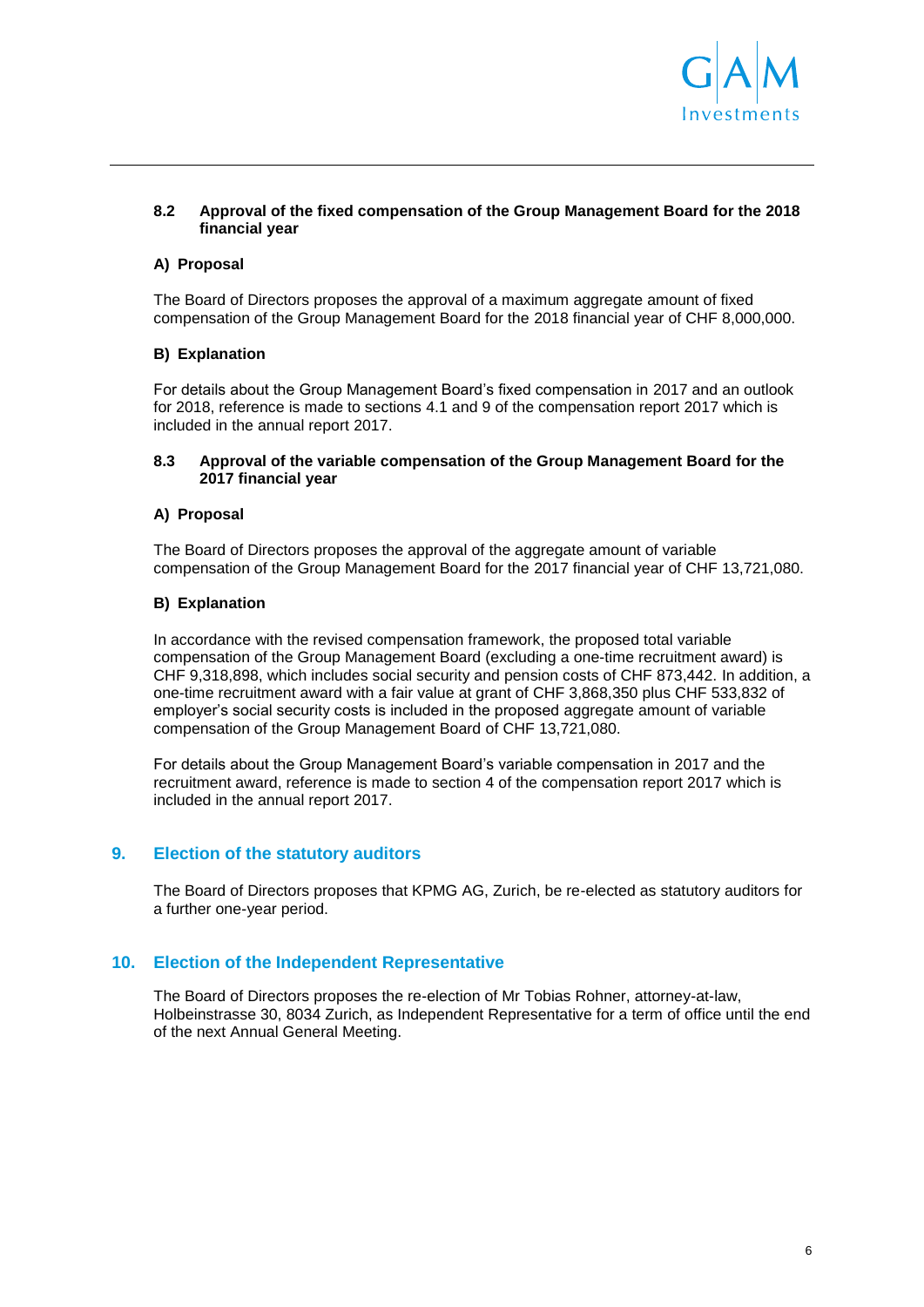### 8.2 Approval of the fixed compensation of the Group Management Board for the 2018 financial year

**A) Proposal**

The Board of Directors proposes the approval of a maximum aggregate amount of fixed compensation of the Group Management Board for the 2018 financial year of CHF 8,000,000.

**B) Explanation**

For details about the Group Management Board's fixed compensation in 2017 and an outlook for 2018, reference is made to sections 4.1 and 9 of the compensation report 2017 which is included in the annual report 2017.

### 8.3 Approval of the variable compensation of the Group Management Board for the 2017 financial year

**A) Proposal**

The Board of Directors proposes the approval of the aggregate amount of variable compensation of the Group Management Board for the 2017 financial year of CHF 13,721,080.

**B) Explanation**

In accordance with the revised compensation framework, the proposed total variable compensation of the Group Management Board (excluding a one-time recruitment award) is CHF 9,318,898, which includes social security and pension costs of CHF 873,442. In addition, a one-time recruitment award with a fair value at grant of CHF 3,868,350 plus CHF 533,832 of employer's social security costs is included in the proposed aggregate amount of variable compensation of the Group Management Board of CHF 13,721,080.

For details about the Group Management Board's variable compensation in 2017 and the recruitment award, reference is made to section 4 of the compensation report 2017 which is included in the annual report 2017.

## 9. Election of the statutory auditors

The Board of Directors proposes that KPMG AG, Zurich, be re-elected as statutory auditors for a further one-year period.

## 10. Election of the Independent Representative

The Board of Directors proposes the re-election of Mr Tobias Rohner, attorney-at-law, Holbeinstrasse 30, 8034 Zurich, as Independent Representative for a term of office until the end of the next Annual General Meeting.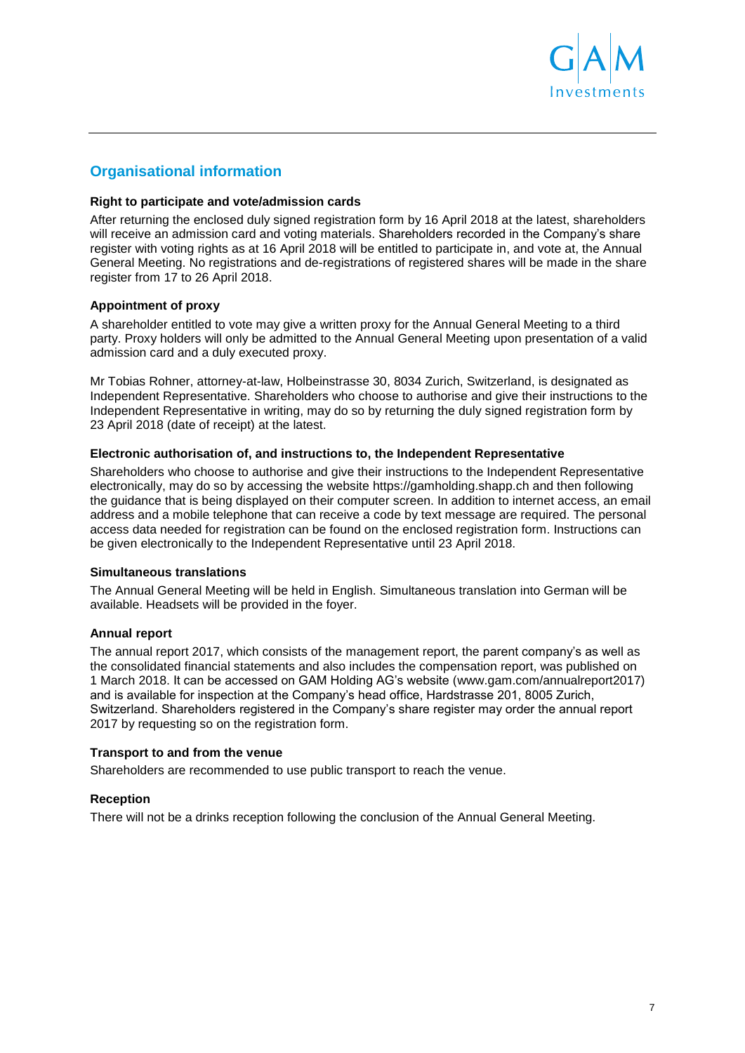## Organisational information

**Right to participate and vote/admission cards**

After returning the enclosed duly signed registration form by 16 April 2018 at the latest, shareholders will receive an admission card and voting materials. Shareholders recorded in the Company's share register with voting rights as at 16 April 2018 will be entitled to participate in, and vote at, the Annual General Meeting. No registrations and de-registrations of registered shares will be made in the share register from 17 to 26 April 2018.

**Appointment of proxy**

A shareholder entitled to vote may give a written proxy for the Annual General Meeting to a third party. Proxy holders will only be admitted to the Annual General Meeting upon presentation of a valid admission card and a duly executed proxy.

Mr Tobias Rohner, attorney-at-law, Holbeinstrasse 30, 8034 Zurich, Switzerland, is designated as Independent Representative. Shareholders who choose to authorise and give their instructions to the Independent Representative in writing, may do so by returning the duly signed registration form by 23 April 2018 (date of receipt) at the latest.

**Electronic authorisation of, and instructions to, the Independent Representative**

Shareholders who choose to authorise and give their instructions to the Independent Representative electronically, may do so by accessing the website https://gamholding.shapp.ch and then following the guidance that is being displayed on their computer screen. In addition to internet access, an email address and a mobile telephone that can receive a code by text message are required. The personal access data needed for registration can be found on the enclosed registration form. Instructions can be given electronically to the Independent Representative until 23 April 2018.

**Simultaneous translations**

The Annual General Meeting will be held in English. Simultaneous translation into German will be available. Headsets will be provided in the foyer.

**Annual report**

The annual report 2017, which consists of the management report, the parent company's as well as the consolidated financial statements and also includes the compensation report, was published on 1 March 2018. It can be accessed on GAM Holding AG's website (www.gam.com/annualreport2017) and is available for inspection at the Company's head office, Hardstrasse 201, 8005 Zurich, Switzerland. Shareholders registered in the Company's share register may order the annual report 2017 by requesting so on the registration form.

**Transport to and from the venue**

Shareholders are recommended to use public transport to reach the venue.

**Reception**

There will not be a drinks reception following the conclusion of the Annual General Meeting.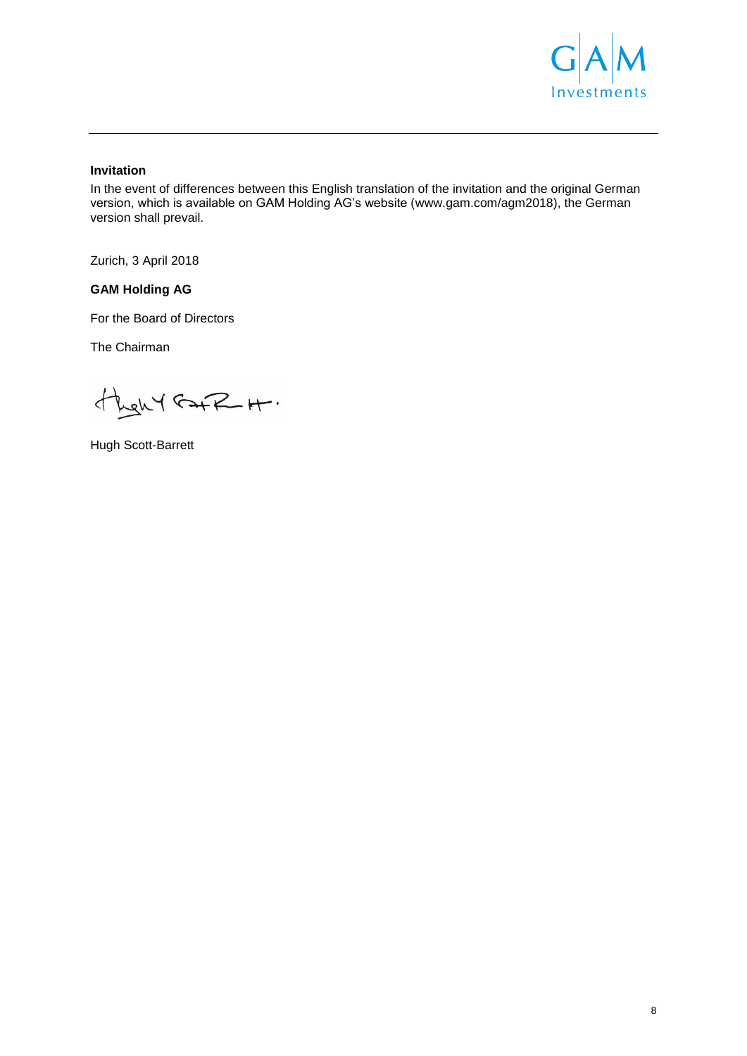**Invitation**

In the event of differences between this English translation of the invitation and the original German version, which is available on GAM Holding AG's website (www.gam.com/agm2018), the German version shall prevail.

Zurich, 3 April 2018

**GAM Holding AG**

For the Board of Directors

The Chairman

Hugh Scott-Barrett